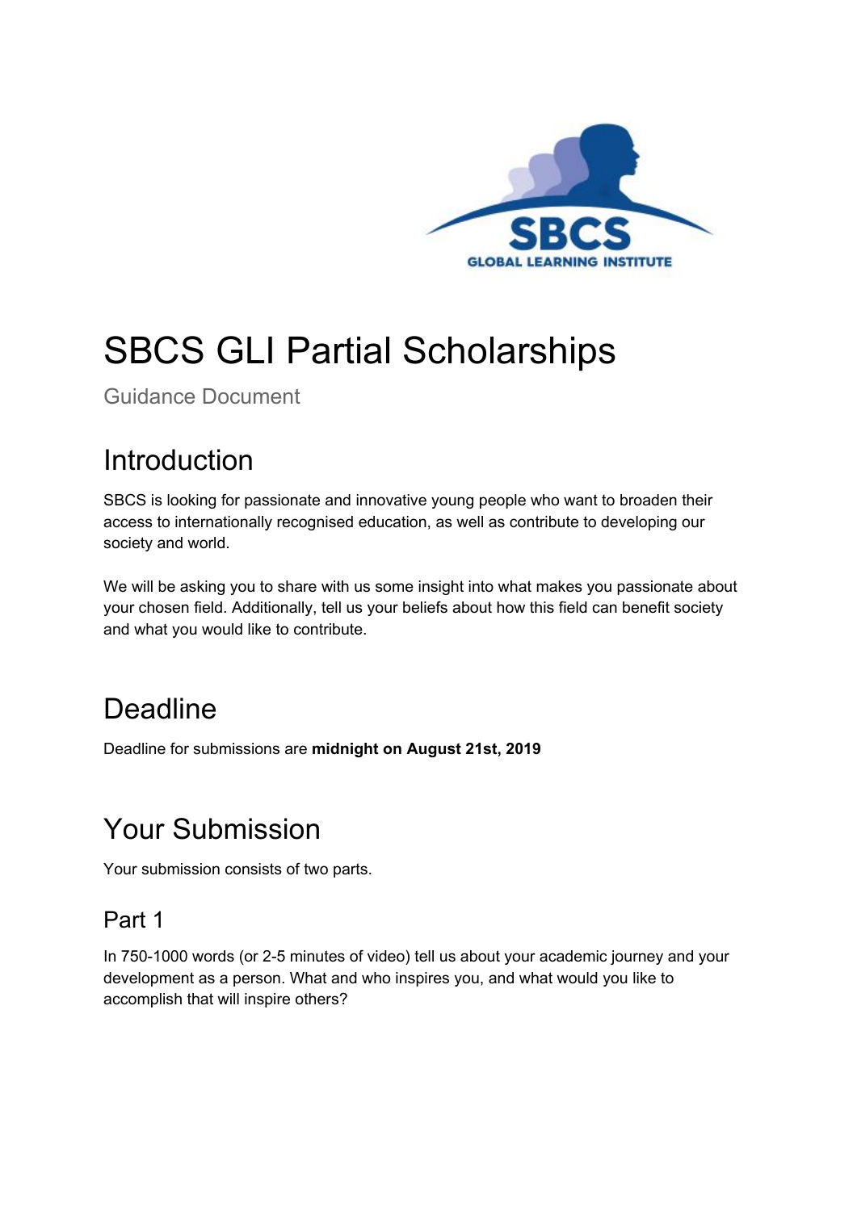# SBCS GLI Partial Scholarships

Guidance Document

## Introduction

SBCS is looking for passionate and innovative young people who want to broaden their access to internationally recognised education, as well as contribute to developing our society and world.

We will be asking you to share with us some insight into what makes you passionate about your chosen field. Additionally, tell us your beliefs about how this field can benefit society and what you would like to contribute.

## Deadline

Deadline for submissions are **midnight on August 21st, 2019**

## Your Submission

Your submission consists of two parts.

### Part 1

In 750-1000 words (or 2-5 minutes of video) tell us about your academic journey and your development as a person. What and who inspires you, and what would you like to accomplish that will inspire others?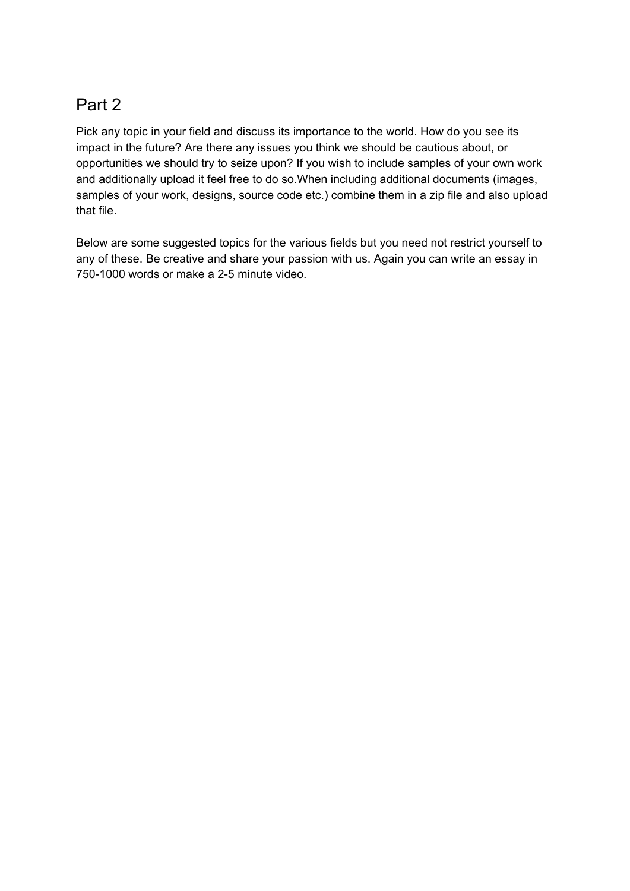## Part 2

Pick any topic in your field and discuss its importance to the world. How do you see its impact in the future? Are there any issues you think we should be cautious about, or opportunities we should try to seize upon? If you wish to include samples of your own work and additionally upload it feel free to do so.When including additional documents (images, samples of your work, designs, source code etc.) combine them in a zip file and also upload that file.

Below are some suggested topics for the various fields but you need not restrict yourself to any of these. Be creative and share your passion with us. Again you can write an essay in 750-1000 words or make a 2-5 minute video.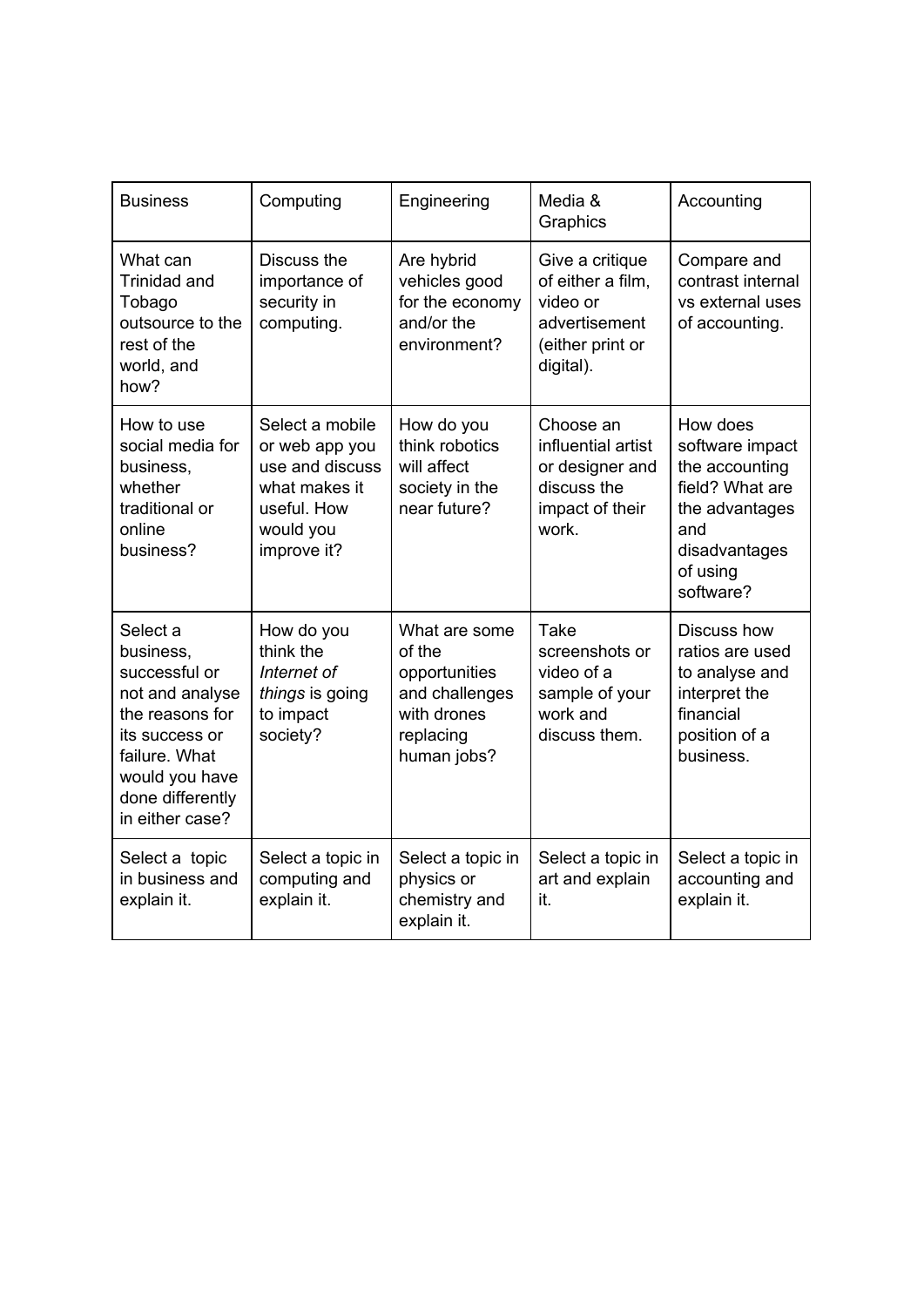| Business | Computing | Engineering | Media & Graphics | Accounting |
|---|---|---|---|---|
| What can Trinidad and Tobago outsource to the rest of the world, and how? | Discuss the importance of security in computing. | Are hybrid vehicles good for the economy and/or the environment? | Give a critique of either a film, video or advertisement (either print or digital). | Compare and contrast internal vs external uses of accounting. |
| How to use social media for business, whether traditional or online business? | Select a mobile or web app you use and discuss what makes it useful. How would you improve it? | How do you think robotics will affect society in the near future? | Choose an influential artist or designer and discuss the impact of their work. | How does software impact the accounting field? What are the advantages and disadvantages of using software? |
| Select a business, successful or not and analyse the reasons for its success or failure. What would you have done differently in either case? | How do you think the *Internet of things* is going to impact society? | What are some of the opportunities and challenges with drones replacing human jobs? | Take screenshots or video of a sample of your work and discuss them. | Discuss how ratios are used to analyse and interpret the financial position of a business. |
| Select a topic in business and explain it. | Select a topic in computing and explain it. | Select a topic in physics or chemistry and explain it. | Select a topic in art and explain it. | Select a topic in accounting and explain it. |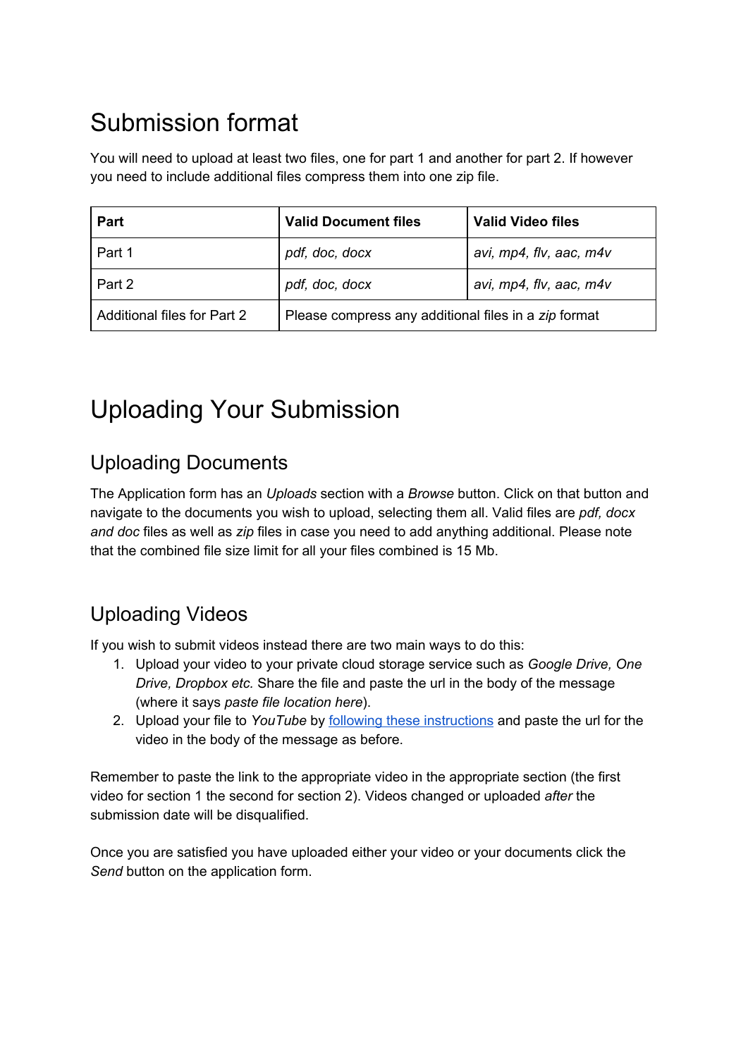# Submission format

You will need to upload at least two files, one for part 1 and another for part 2. If however you need to include additional files compress them into one zip file.

| **Part** | **Valid Document files** | **Valid Video files** |
| --- | --- | --- |
| Part 1 | *pdf, doc, docx* | *avi, mp4, flv, aac, m4v* |
| Part 2 | *pdf, doc, docx* | *avi, mp4, flv, aac, m4v* |
| Additional files for Part 2 | Please compress any additional files in a *zip* format | |

# Uploading Your Submission

## Uploading Documents

The Application form has an *Uploads* section with a *Browse* button. Click on that button and navigate to the documents you wish to upload, selecting them all. Valid files are *pdf, docx and doc* files as well as *zip* files in case you need to add anything additional. Please note that the combined file size limit for all your files combined is 15 Mb.

## Uploading Videos

If you wish to submit videos instead there are two main ways to do this:

1. Upload your video to your private cloud storage service such as *Google Drive, One Drive, Dropbox etc.* Share the file and paste the url in the body of the message (where it says *paste file location here*).
2. Upload your file to *YouTube* by following these instructions and paste the url for the video in the body of the message as before.

Remember to paste the link to the appropriate video in the appropriate section (the first video for section 1 the second for section 2). Videos changed or uploaded *after* the submission date will be disqualified.

Once you are satisfied you have uploaded either your video or your documents click the *Send* button on the application form.